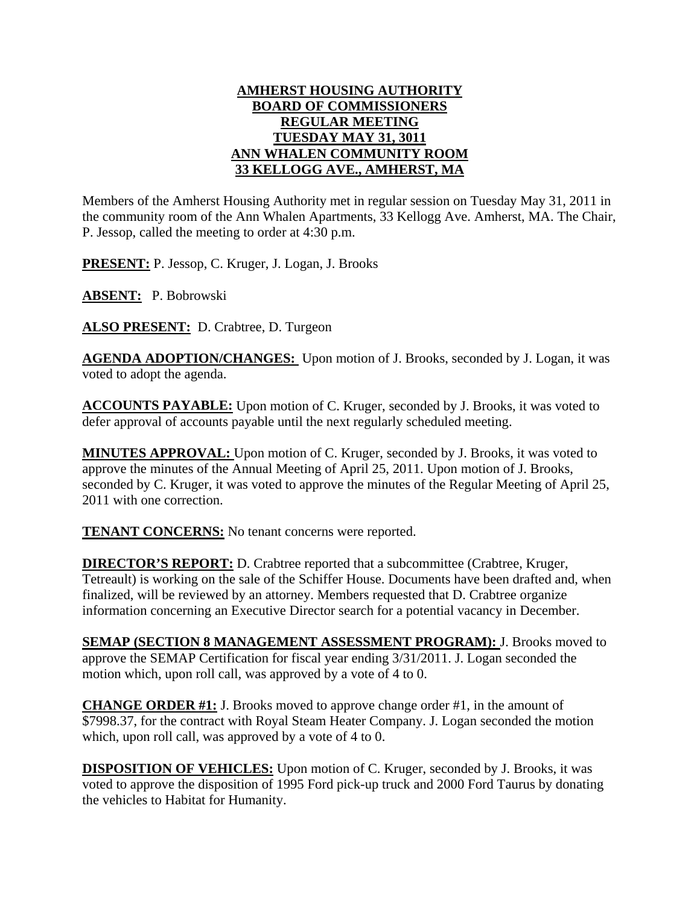**AMHERST HOUSING AUTHORITY**
**BOARD OF COMMISSIONERS**
**REGULAR MEETING**
**TUESDAY MAY 31, 3011**
**ANN WHALEN COMMUNITY ROOM**
**33 KELLOGG AVE., AMHERST, MA**

Members of the Amherst Housing Authority met in regular session on Tuesday May 31, 2011 in the community room of the Ann Whalen Apartments, 33 Kellogg Ave. Amherst, MA. The Chair, P. Jessop, called the meeting to order at 4:30 p.m.

**PRESENT:** P. Jessop, C. Kruger, J. Logan, J. Brooks

**ABSENT:** P. Bobrowski

**ALSO PRESENT:** D. Crabtree, D. Turgeon

**AGENDA ADOPTION/CHANGES:** Upon motion of J. Brooks, seconded by J. Logan, it was voted to adopt the agenda.

**ACCOUNTS PAYABLE:** Upon motion of C. Kruger, seconded by J. Brooks, it was voted to defer approval of accounts payable until the next regularly scheduled meeting.

**MINUTES APPROVAL:** Upon motion of C. Kruger, seconded by J. Brooks, it was voted to approve the minutes of the Annual Meeting of April 25, 2011. Upon motion of J. Brooks, seconded by C. Kruger, it was voted to approve the minutes of the Regular Meeting of April 25, 2011 with one correction.

**TENANT CONCERNS:** No tenant concerns were reported.

**DIRECTOR'S REPORT:** D. Crabtree reported that a subcommittee (Crabtree, Kruger, Tetreault) is working on the sale of the Schiffer House. Documents have been drafted and, when finalized, will be reviewed by an attorney. Members requested that D. Crabtree organize information concerning an Executive Director search for a potential vacancy in December.

**SEMAP (SECTION 8 MANAGEMENT ASSESSMENT PROGRAM):** J. Brooks moved to approve the SEMAP Certification for fiscal year ending 3/31/2011. J. Logan seconded the motion which, upon roll call, was approved by a vote of 4 to 0.

**CHANGE ORDER #1:** J. Brooks moved to approve change order #1, in the amount of $7998.37, for the contract with Royal Steam Heater Company. J. Logan seconded the motion which, upon roll call, was approved by a vote of 4 to 0.

**DISPOSITION OF VEHICLES:** Upon motion of C. Kruger, seconded by J. Brooks, it was voted to approve the disposition of 1995 Ford pick-up truck and 2000 Ford Taurus by donating the vehicles to Habitat for Humanity.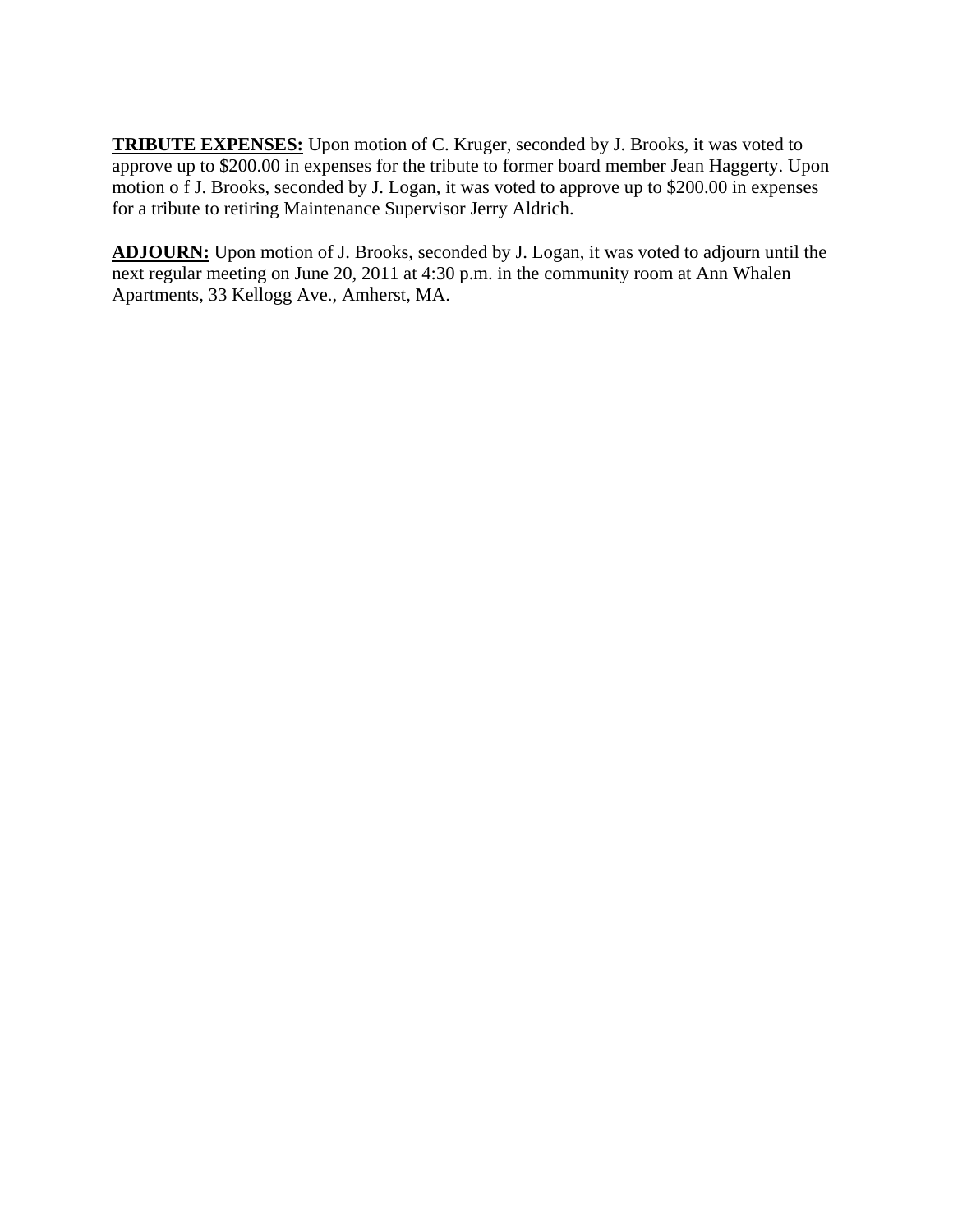**<u>TRIBUTE EXPENSES:</u>** Upon motion of C. Kruger, seconded by J. Brooks, it was voted to approve up to $200.00 in expenses for the tribute to former board member Jean Haggerty. Upon motion o f J. Brooks, seconded by J. Logan, it was voted to approve up to $200.00 in expenses for a tribute to retiring Maintenance Supervisor Jerry Aldrich.

**<u>ADJOURN:</u>** Upon motion of J. Brooks, seconded by J. Logan, it was voted to adjourn until the next regular meeting on June 20, 2011 at 4:30 p.m. in the community room at Ann Whalen Apartments, 33 Kellogg Ave., Amherst, MA.